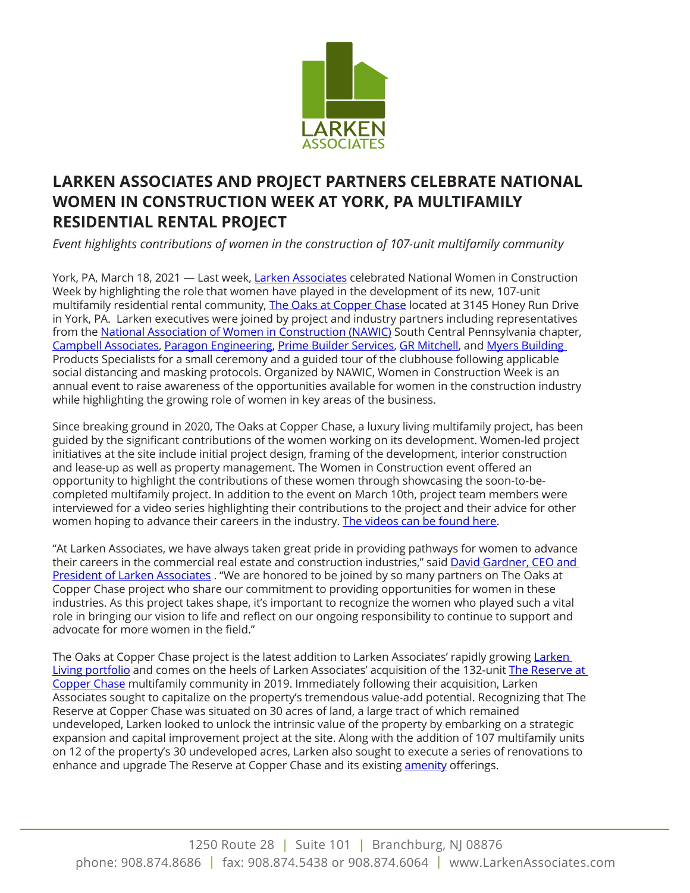LARKEN
ASSOCIATES

# LARKEN ASSOCIATES AND PROJECT PARTNERS CELEBRATE NATIONAL WOMEN IN CONSTRUCTION WEEK AT YORK, PA MULTIFAMILY RESIDENTIAL RENTAL PROJECT

*Event highlights contributions of women in the construction of 107-unit multifamily community*

York, PA, March 18, 2021 — Last week, Larken Associates celebrated National Women in Construction Week by highlighting the role that women have played in the development of its new, 107-unit multifamily residential rental community, The Oaks at Copper Chase located at 3145 Honey Run Drive in York, PA. Larken executives were joined by project and industry partners including representatives from the National Association of Women in Construction (NAWIC) South Central Pennsylvania chapter, Campbell Associates, Paragon Engineering, Prime Builder Services, GR Mitchell, and Myers Building Products Specialists for a small ceremony and a guided tour of the clubhouse following applicable social distancing and masking protocols. Organized by NAWIC, Women in Construction Week is an annual event to raise awareness of the opportunities available for women in the construction industry while highlighting the growing role of women in key areas of the business.

Since breaking ground in 2020, The Oaks at Copper Chase, a luxury living multifamily project, has been guided by the significant contributions of the women working on its development. Women-led project initiatives at the site include initial project design, framing of the development, interior construction and lease-up as well as property management. The Women in Construction event offered an opportunity to highlight the contributions of these women through showcasing the soon-to-be-completed multifamily project. In addition to the event on March 10th, project team members were interviewed for a video series highlighting their contributions to the project and their advice for other women hoping to advance their careers in the industry. The videos can be found here.

"At Larken Associates, we have always taken great pride in providing pathways for women to advance their careers in the commercial real estate and construction industries," said David Gardner, CEO and President of Larken Associates . "We are honored to be joined by so many partners on The Oaks at Copper Chase project who share our commitment to providing opportunities for women in these industries. As this project takes shape, it's important to recognize the women who played such a vital role in bringing our vision to life and reflect on our ongoing responsibility to continue to support and advocate for more women in the field."

The Oaks at Copper Chase project is the latest addition to Larken Associates' rapidly growing Larken Living portfolio and comes on the heels of Larken Associates' acquisition of the 132-unit The Reserve at Copper Chase multifamily community in 2019. Immediately following their acquisition, Larken Associates sought to capitalize on the property's tremendous value-add potential. Recognizing that The Reserve at Copper Chase was situated on 30 acres of land, a large tract of which remained undeveloped, Larken looked to unlock the intrinsic value of the property by embarking on a strategic expansion and capital improvement project at the site. Along with the addition of 107 multifamily units on 12 of the property's 30 undeveloped acres, Larken also sought to execute a series of renovations to enhance and upgrade The Reserve at Copper Chase and its existing amenity offerings.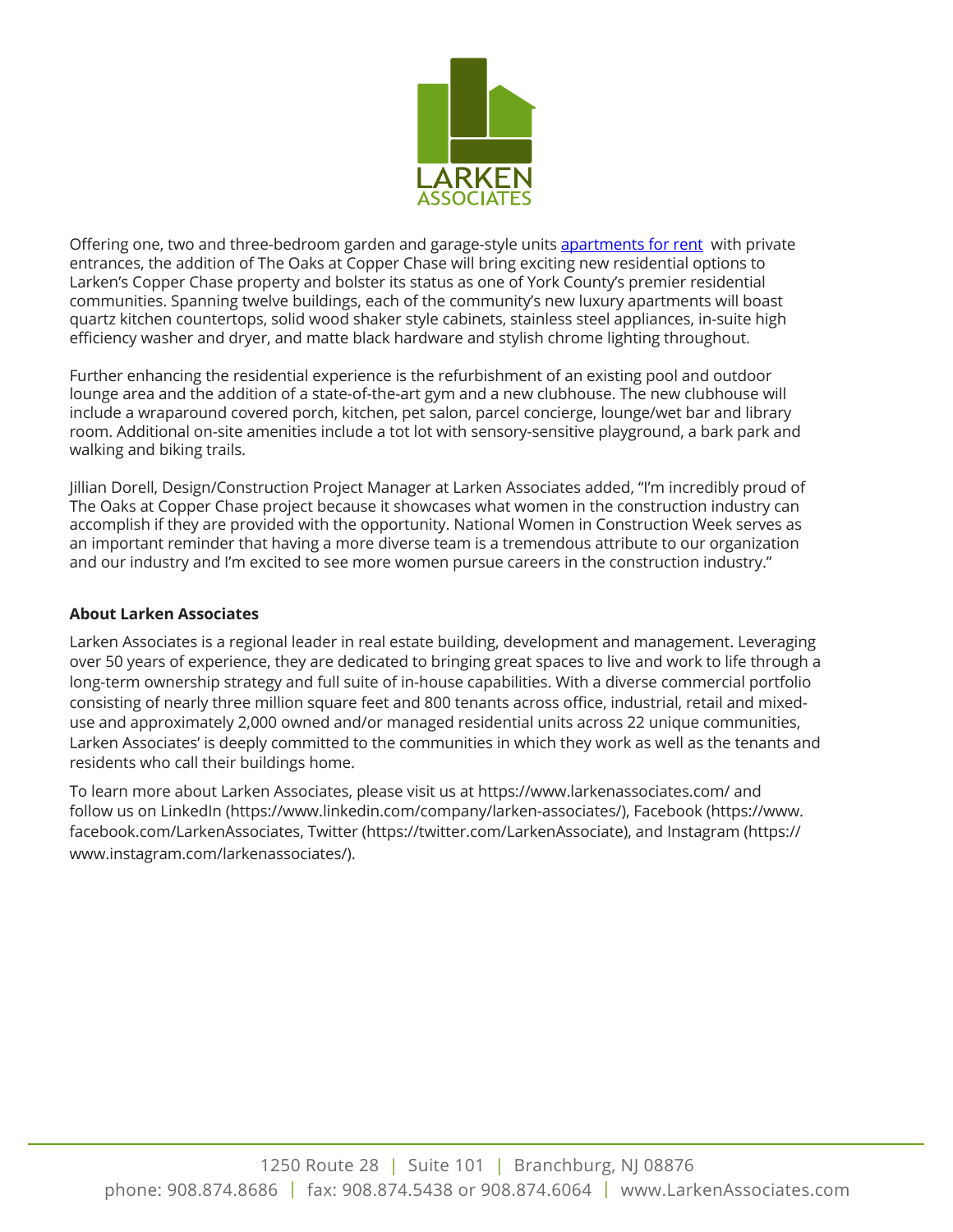Offering one, two and three-bedroom garden and garage-style units [apartments for rent](apartments for rent) with private entrances, the addition of The Oaks at Copper Chase will bring exciting new residential options to Larken's Copper Chase property and bolster its status as one of York County's premier residential communities. Spanning twelve buildings, each of the community's new luxury apartments will boast quartz kitchen countertops, solid wood shaker style cabinets, stainless steel appliances, in-suite high efficiency washer and dryer, and matte black hardware and stylish chrome lighting throughout.

Further enhancing the residential experience is the refurbishment of an existing pool and outdoor lounge area and the addition of a state-of-the-art gym and a new clubhouse. The new clubhouse will include a wraparound covered porch, kitchen, pet salon, parcel concierge, lounge/wet bar and library room. Additional on-site amenities include a tot lot with sensory-sensitive playground, a bark park and walking and biking trails.

Jillian Dorell, Design/Construction Project Manager at Larken Associates added, "I'm incredibly proud of The Oaks at Copper Chase project because it showcases what women in the construction industry can accomplish if they are provided with the opportunity. National Women in Construction Week serves as an important reminder that having a more diverse team is a tremendous attribute to our organization and our industry and I'm excited to see more women pursue careers in the construction industry."

**About Larken Associates**

Larken Associates is a regional leader in real estate building, development and management. Leveraging over 50 years of experience, they are dedicated to bringing great spaces to live and work to life through a long-term ownership strategy and full suite of in-house capabilities. With a diverse commercial portfolio consisting of nearly three million square feet and 800 tenants across office, industrial, retail and mixed-use and approximately 2,000 owned and/or managed residential units across 22 unique communities, Larken Associates' is deeply committed to the communities in which they work as well as the tenants and residents who call their buildings home.

To learn more about Larken Associates, please visit us at https://www.larkenassociates.com/ and follow us on LinkedIn (https://www.linkedin.com/company/larken-associates/), Facebook (https://www.facebook.com/LarkenAssociates, Twitter (https://twitter.com/LarkenAssociate), and Instagram (https://www.instagram.com/larkenassociates/).

1250 Route 28 | Suite 101 | Branchburg, NJ 08876
phone: 908.874.8686 | fax: 908.874.5438 or 908.874.6064 | www.LarkenAssociates.com